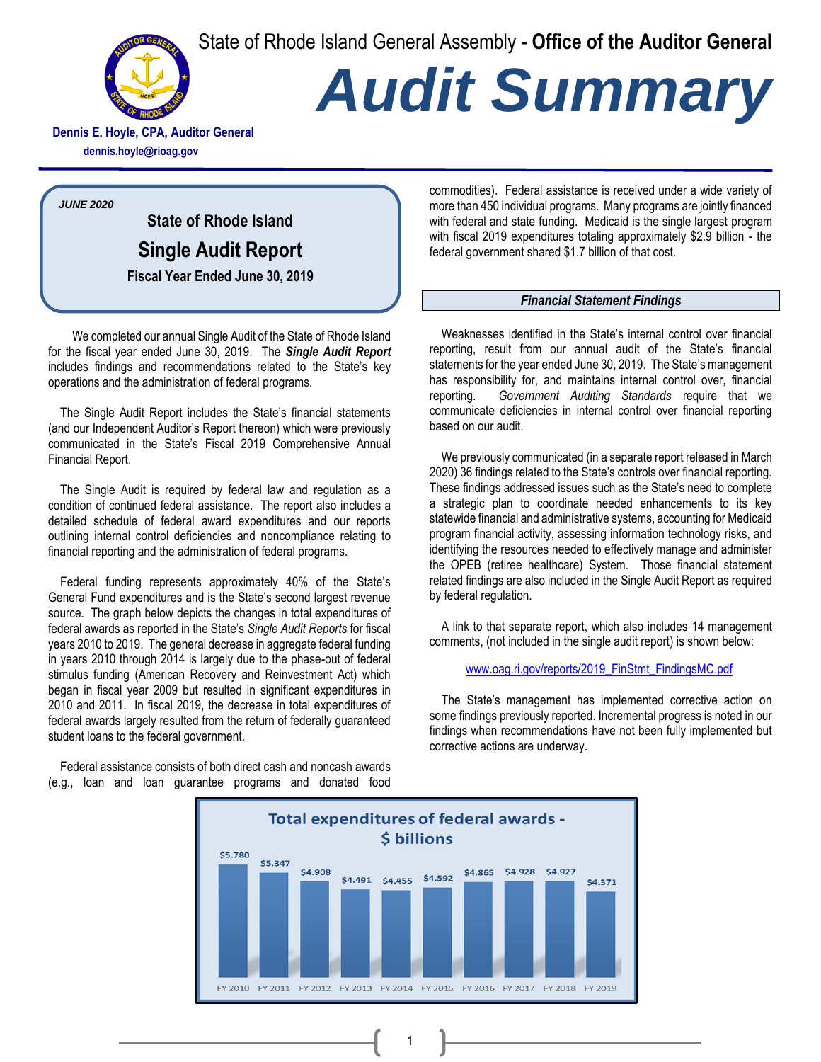State of Rhode Island General Assembly - **Office of the Auditor General**

# *Audit Summary*

**Dennis E. Hoyle, CPA, Auditor General**
**dennis.hoyle@rioag.gov**

***JUNE 2020***

## State of Rhode Island
## Single Audit Report
### Fiscal Year Ended June 30, 2019

We completed our annual Single Audit of the State of Rhode Island for the fiscal year ended June 30, 2019. The ***Single Audit Report*** includes findings and recommendations related to the State's key operations and the administration of federal programs.

The Single Audit Report includes the State's financial statements (and our Independent Auditor's Report thereon) which were previously communicated in the State's Fiscal 2019 Comprehensive Annual Financial Report.

The Single Audit is required by federal law and regulation as a condition of continued federal assistance. The report also includes a detailed schedule of federal award expenditures and our reports outlining internal control deficiencies and noncompliance relating to financial reporting and the administration of federal programs.

Federal funding represents approximately 40% of the State's General Fund expenditures and is the State's second largest revenue source. The graph below depicts the changes in total expenditures of federal awards as reported in the State's *Single Audit Reports* for fiscal years 2010 to 2019. The general decrease in aggregate federal funding in years 2010 through 2014 is largely due to the phase-out of federal stimulus funding (American Recovery and Reinvestment Act) which began in fiscal year 2009 but resulted in significant expenditures in 2010 and 2011. In fiscal 2019, the decrease in total expenditures of federal awards largely resulted from the return of federally guaranteed student loans to the federal government.

Federal assistance consists of both direct cash and noncash awards (e.g., loan and loan guarantee programs and donated food commodities). Federal assistance is received under a wide variety of more than 450 individual programs. Many programs are jointly financed with federal and state funding. Medicaid is the single largest program with fiscal 2019 expenditures totaling approximately $2.9 billion - the federal government shared $1.7 billion of that cost.

### *Financial Statement Findings*

Weaknesses identified in the State's internal control over financial reporting, result from our annual audit of the State's financial statements for the year ended June 30, 2019. The State's management has responsibility for, and maintains internal control over, financial reporting. *Government Auditing Standards* require that we communicate deficiencies in internal control over financial reporting based on our audit.

We previously communicated (in a separate report released in March 2020) 36 findings related to the State's controls over financial reporting. These findings addressed issues such as the State's need to complete a strategic plan to coordinate needed enhancements to its key statewide financial and administrative systems, accounting for Medicaid program financial activity, assessing information technology risks, and identifying the resources needed to effectively manage and administer the OPEB (retiree healthcare) System. Those financial statement related findings are also included in the Single Audit Report as required by federal regulation.

A link to that separate report, which also includes 14 management comments, (not included in the single audit report) is shown below:

www.oag.ri.gov/reports/2019_FinStmt_FindingsMC.pdf

The State's management has implemented corrective action on some findings previously reported. Incremental progress is noted in our findings when recommendations have not been fully implemented but corrective actions are underway.

**Total expenditures of federal awards - $ billions**

| FY 2010 | FY 2011 | FY 2012 | FY 2013 | FY 2014 | FY 2015 | FY 2016 | FY 2017 | FY 2018 | FY 2019 |
|---|---|---|---|---|---|---|---|---|---|
| $5.780 | $5.347 | $4.908 | $4.491 | $4.455 | $4.592 | $4.865 | $4.928 | $4.927 | $4.371 |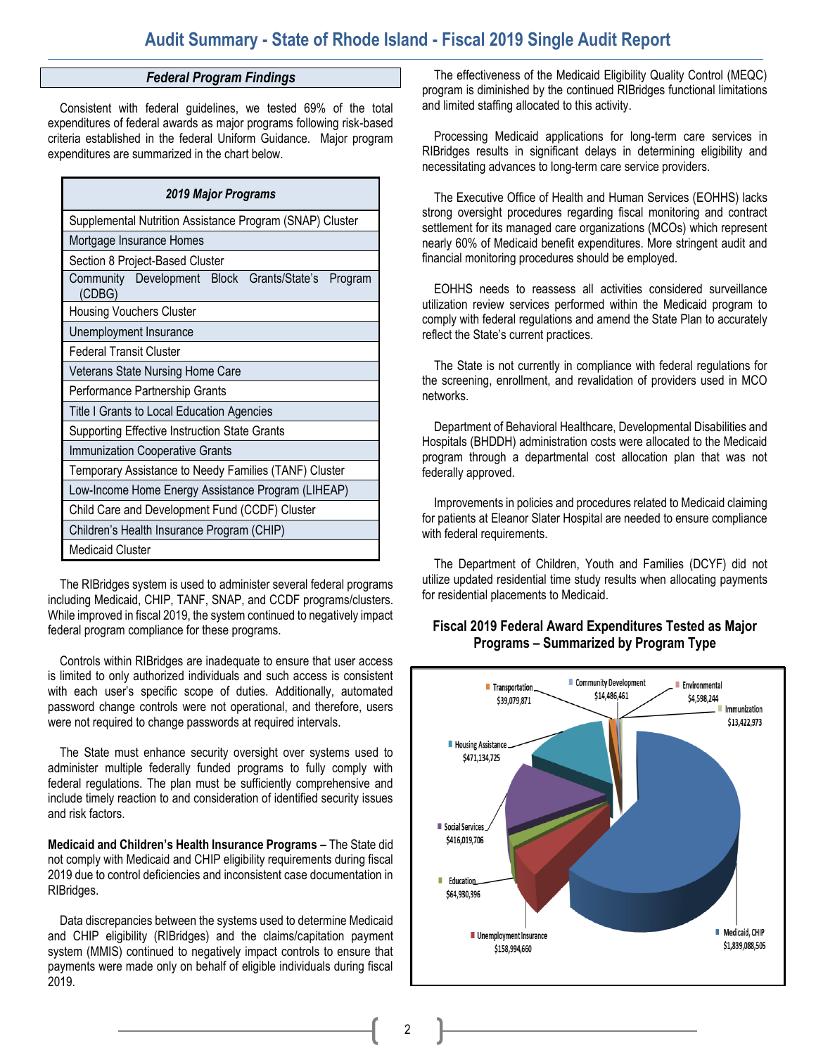## Audit Summary - State of Rhode Island - Fiscal 2019 Single Audit Report

### *Federal Program Findings*

Consistent with federal guidelines, we tested 69% of the total expenditures of federal awards as major programs following risk-based criteria established in the federal Uniform Guidance. Major program expenditures are summarized in the chart below.

| *2019 Major Programs* |
|---|
| Supplemental Nutrition Assistance Program (SNAP) Cluster |
| Mortgage Insurance Homes |
| Section 8 Project-Based Cluster |
| Community Development Block Grants/State's Program (CDBG) |
| Housing Vouchers Cluster |
| Unemployment Insurance |
| Federal Transit Cluster |
| Veterans State Nursing Home Care |
| Performance Partnership Grants |
| Title I Grants to Local Education Agencies |
| Supporting Effective Instruction State Grants |
| Immunization Cooperative Grants |
| Temporary Assistance to Needy Families (TANF) Cluster |
| Low-Income Home Energy Assistance Program (LIHEAP) |
| Child Care and Development Fund (CCDF) Cluster |
| Children's Health Insurance Program (CHIP) |
| Medicaid Cluster |

The RIBridges system is used to administer several federal programs including Medicaid, CHIP, TANF, SNAP, and CCDF programs/clusters. While improved in fiscal 2019, the system continued to negatively impact federal program compliance for these programs.

Controls within RIBridges are inadequate to ensure that user access is limited to only authorized individuals and such access is consistent with each user's specific scope of duties. Additionally, automated password change controls were not operational, and therefore, users were not required to change passwords at required intervals.

The State must enhance security oversight over systems used to administer multiple federally funded programs to fully comply with federal regulations. The plan must be sufficiently comprehensive and include timely reaction to and consideration of identified security issues and risk factors.

**Medicaid and Children's Health Insurance Programs –** The State did not comply with Medicaid and CHIP eligibility requirements during fiscal 2019 due to control deficiencies and inconsistent case documentation in RIBridges.

Data discrepancies between the systems used to determine Medicaid and CHIP eligibility (RIBridges) and the claims/capitation payment system (MMIS) continued to negatively impact controls to ensure that payments were made only on behalf of eligible individuals during fiscal 2019.

The effectiveness of the Medicaid Eligibility Quality Control (MEQC) program is diminished by the continued RIBridges functional limitations and limited staffing allocated to this activity.

Processing Medicaid applications for long-term care services in RIBridges results in significant delays in determining eligibility and necessitating advances to long-term care service providers.

The Executive Office of Health and Human Services (EOHHS) lacks strong oversight procedures regarding fiscal monitoring and contract settlement for its managed care organizations (MCOs) which represent nearly 60% of Medicaid benefit expenditures. More stringent audit and financial monitoring procedures should be employed.

EOHHS needs to reassess all activities considered surveillance utilization review services performed within the Medicaid program to comply with federal regulations and amend the State Plan to accurately reflect the State's current practices.

The State is not currently in compliance with federal regulations for the screening, enrollment, and revalidation of providers used in MCO networks.

Department of Behavioral Healthcare, Developmental Disabilities and Hospitals (BHDDH) administration costs were allocated to the Medicaid program through a departmental cost allocation plan that was not federally approved.

Improvements in policies and procedures related to Medicaid claiming for patients at Eleanor Slater Hospital are needed to ensure compliance with federal requirements.

The Department of Children, Youth and Families (DCYF) did not utilize updated residential time study results when allocating payments for residential placements to Medicaid.

**Fiscal 2019 Federal Award Expenditures Tested as Major Programs – Summarized by Program Type**

| Program Type | Expenditures |
|---|---|
| Transportation | $39,079,871 |
| Community Development | $14,486,461 |
| Environmental | $4,598,244 |
| Immunization | $13,422,973 |
| Housing Assistance | $471,134,725 |
| Social Services | $416,019,706 |
| Education | $64,930,396 |
| Unemployment Insurance | $158,994,660 |
| Medicaid, CHIP | $1,839,088,505 |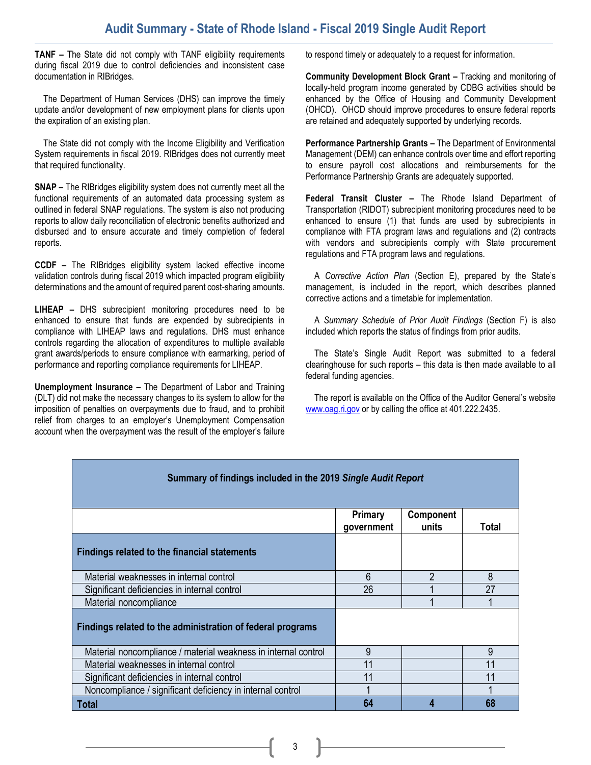**TANF –** The State did not comply with TANF eligibility requirements during fiscal 2019 due to control deficiencies and inconsistent case documentation in RIBridges.

The Department of Human Services (DHS) can improve the timely update and/or development of new employment plans for clients upon the expiration of an existing plan.

The State did not comply with the Income Eligibility and Verification System requirements in fiscal 2019. RIBridges does not currently meet that required functionality.

**SNAP –** The RIBridges eligibility system does not currently meet all the functional requirements of an automated data processing system as outlined in federal SNAP regulations. The system is also not producing reports to allow daily reconciliation of electronic benefits authorized and disbursed and to ensure accurate and timely completion of federal reports.

**CCDF –** The RIBridges eligibility system lacked effective income validation controls during fiscal 2019 which impacted program eligibility determinations and the amount of required parent cost-sharing amounts.

**LIHEAP –** DHS subrecipient monitoring procedures need to be enhanced to ensure that funds are expended by subrecipients in compliance with LIHEAP laws and regulations. DHS must enhance controls regarding the allocation of expenditures to multiple available grant awards/periods to ensure compliance with earmarking, period of performance and reporting compliance requirements for LIHEAP.

**Unemployment Insurance –** The Department of Labor and Training (DLT) did not make the necessary changes to its system to allow for the imposition of penalties on overpayments due to fraud, and to prohibit relief from charges to an employer's Unemployment Compensation account when the overpayment was the result of the employer's failure to respond timely or adequately to a request for information.

**Community Development Block Grant –** Tracking and monitoring of locally-held program income generated by CDBG activities should be enhanced by the Office of Housing and Community Development (OHCD). OHCD should improve procedures to ensure federal reports are retained and adequately supported by underlying records.

**Performance Partnership Grants –** The Department of Environmental Management (DEM) can enhance controls over time and effort reporting to ensure payroll cost allocations and reimbursements for the Performance Partnership Grants are adequately supported.

**Federal Transit Cluster –** The Rhode Island Department of Transportation (RIDOT) subrecipient monitoring procedures need to be enhanced to ensure (1) that funds are used by subrecipients in compliance with FTA program laws and regulations and (2) contracts with vendors and subrecipients comply with State procurement regulations and FTA program laws and regulations.

A *Corrective Action Plan* (Section E), prepared by the State's management, is included in the report, which describes planned corrective actions and a timetable for implementation.

A *Summary Schedule of Prior Audit Findings* (Section F) is also included which reports the status of findings from prior audits.

The State's Single Audit Report was submitted to a federal clearinghouse for such reports – this data is then made available to all federal funding agencies.

The report is available on the Office of the Auditor General's website www.oag.ri.gov or by calling the office at 401.222.2435.

**Summary of findings included in the 2019 *Single Audit Report***

| | Primary government | Component units | Total |
|---|---|---|---|
| **Findings related to the financial statements** | | | |
| Material weaknesses in internal control | 6 | 2 | 8 |
| Significant deficiencies in internal control | 26 | 1 | 27 |
| Material noncompliance | | 1 | 1 |
| **Findings related to the administration of federal programs** | | | |
| Material noncompliance / material weakness in internal control | 9 | | 9 |
| Material weaknesses in internal control | 11 | | 11 |
| Significant deficiencies in internal control | 11 | | 11 |
| Noncompliance / significant deficiency in internal control | 1 | | 1 |
| **Total** | **64** | **4** | **68** |